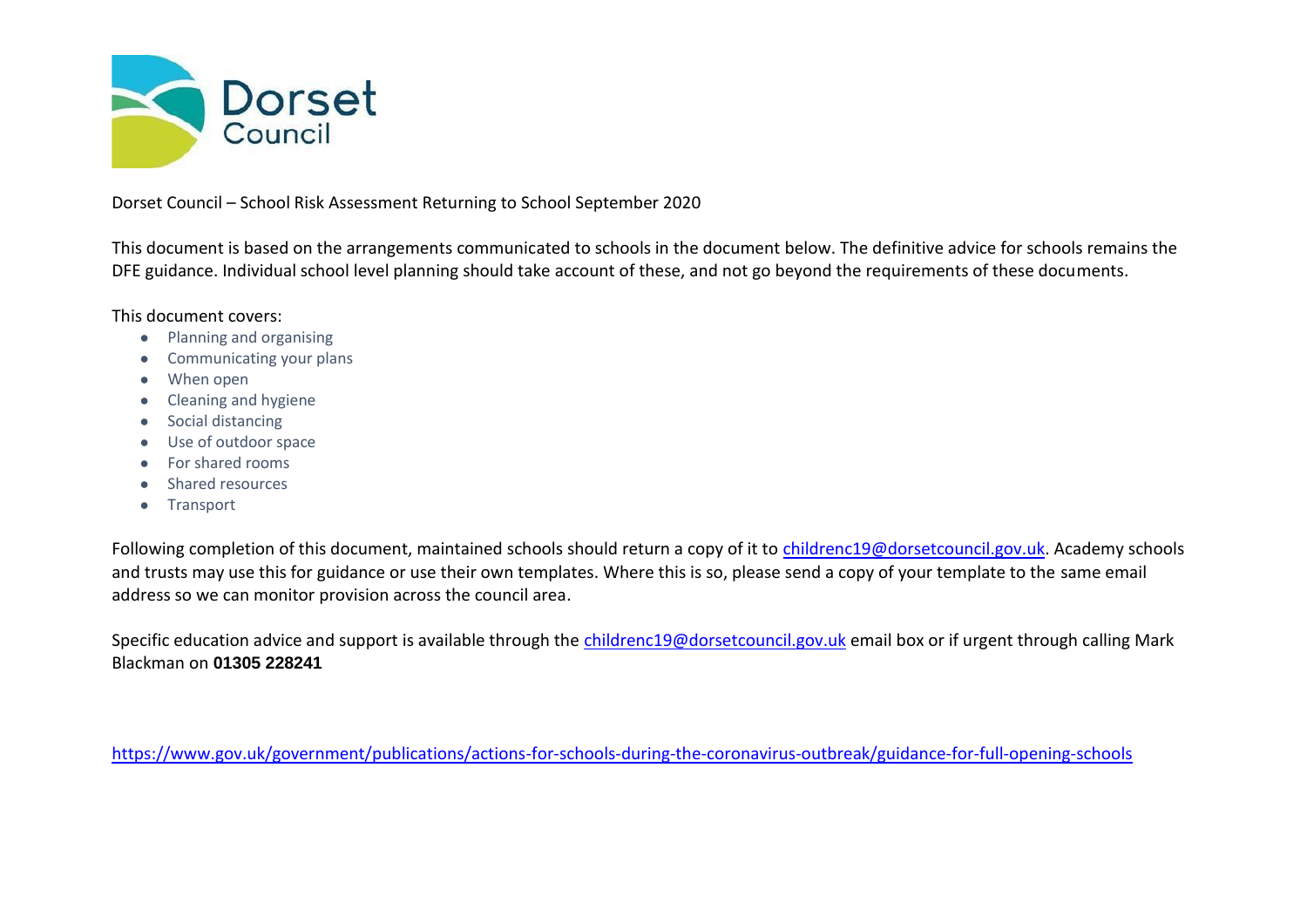Dorset Council

Dorset Council – School Risk Assessment Returning to School September 2020

This document is based on the arrangements communicated to schools in the document below. The definitive advice for schools remains the DFE guidance. Individual school level planning should take account of these, and not go beyond the requirements of these documents.

This document covers:

- Planning and organising
- Communicating your plans
- When open
- Cleaning and hygiene
- Social distancing
- Use of outdoor space
- For shared rooms
- Shared resources
- Transport

Following completion of this document, maintained schools should return a copy of it to childrenc19@dorsetcouncil.gov.uk. Academy schools and trusts may use this for guidance or use their own templates. Where this is so, please send a copy of your template to the same email address so we can monitor provision across the council area.

Specific education advice and support is available through the childrenc19@dorsetcouncil.gov.uk email box or if urgent through calling Mark Blackman on **01305 228241**

https://www.gov.uk/government/publications/actions-for-schools-during-the-coronavirus-outbreak/guidance-for-full-opening-schools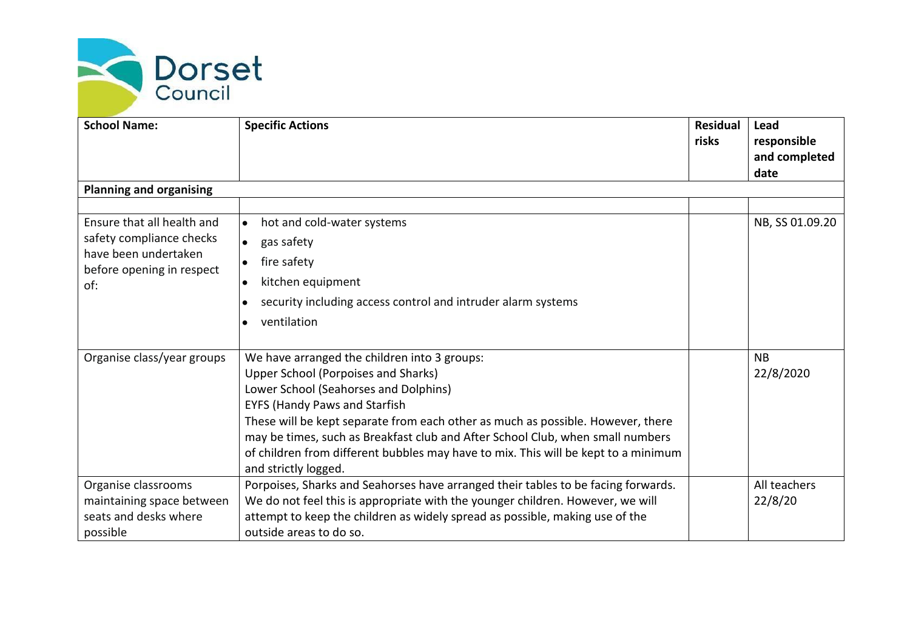Dorset Council

| School Name: | Specific Actions | Residual risks | Lead responsible and completed date |
|---|---|---|---|
| **Planning and organising** | | | |
| | | | |
| Ensure that all health and safety compliance checks have been undertaken before opening in respect of: | • hot and cold-water systems<br>• gas safety<br>• fire safety<br>• kitchen equipment<br>• security including access control and intruder alarm systems<br>• ventilation | | NB, SS 01.09.20 |
| Organise class/year groups | We have arranged the children into 3 groups:<br>Upper School (Porpoises and Sharks)<br>Lower School (Seahorses and Dolphins)<br>EYFS (Handy Paws and Starfish<br>These will be kept separate from each other as much as possible. However, there may be times, such as Breakfast club and After School Club, when small numbers of children from different bubbles may have to mix. This will be kept to a minimum and strictly logged. | | NB 22/8/2020 |
| Organise classrooms maintaining space between seats and desks where possible | Porpoises, Sharks and Seahorses have arranged their tables to be facing forwards. We do not feel this is appropriate with the younger children. However, we will attempt to keep the children as widely spread as possible, making use of the outside areas to do so. | | All teachers 22/8/20 |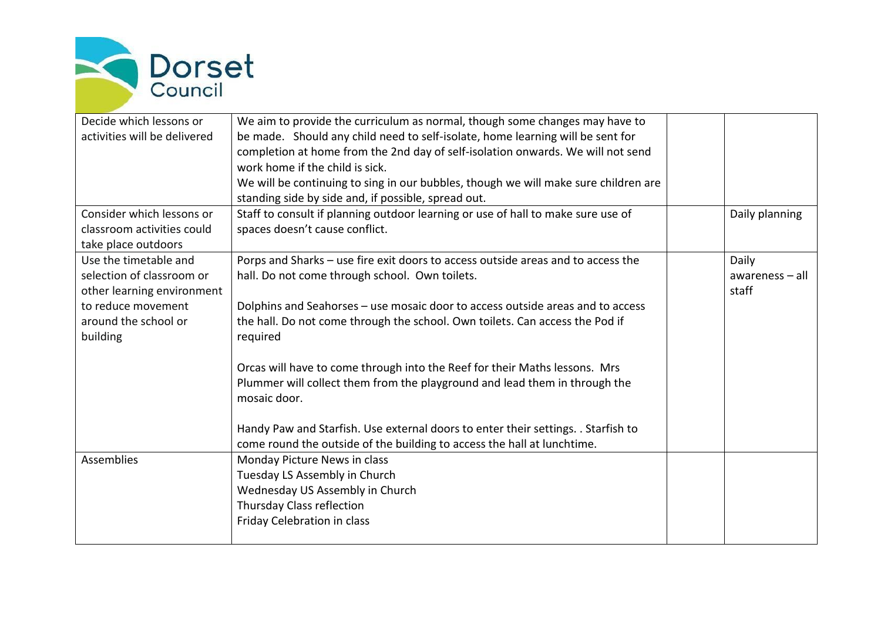| | | | |
|---|---|---|---|
| Decide which lessons or activities will be delivered | We aim to provide the curriculum as normal, though some changes may have to be made. Should any child need to self-isolate, home learning will be sent for completion at home from the 2nd day of self-isolation onwards. We will not send work home if the child is sick.<br>We will be continuing to sing in our bubbles, though we will make sure children are standing side by side and, if possible, spread out. | | |
| Consider which lessons or classroom activities could take place outdoors | Staff to consult if planning outdoor learning or use of hall to make sure use of spaces doesn't cause conflict. | | Daily planning |
| Use the timetable and selection of classroom or other learning environment to reduce movement around the school or building | Porps and Sharks – use fire exit doors to access outside areas and to access the hall. Do not come through school. Own toilets.<br><br>Dolphins and Seahorses – use mosaic door to access outside areas and to access the hall. Do not come through the school. Own toilets. Can access the Pod if required<br><br>Orcas will have to come through into the Reef for their Maths lessons. Mrs Plummer will collect them from the playground and lead them in through the mosaic door.<br><br>Handy Paw and Starfish. Use external doors to enter their settings. . Starfish to come round the outside of the building to access the hall at lunchtime. | | Daily awareness – all staff |
| Assemblies | Monday Picture News in class<br>Tuesday LS Assembly in Church<br>Wednesday US Assembly in Church<br>Thursday Class reflection<br>Friday Celebration in class | | |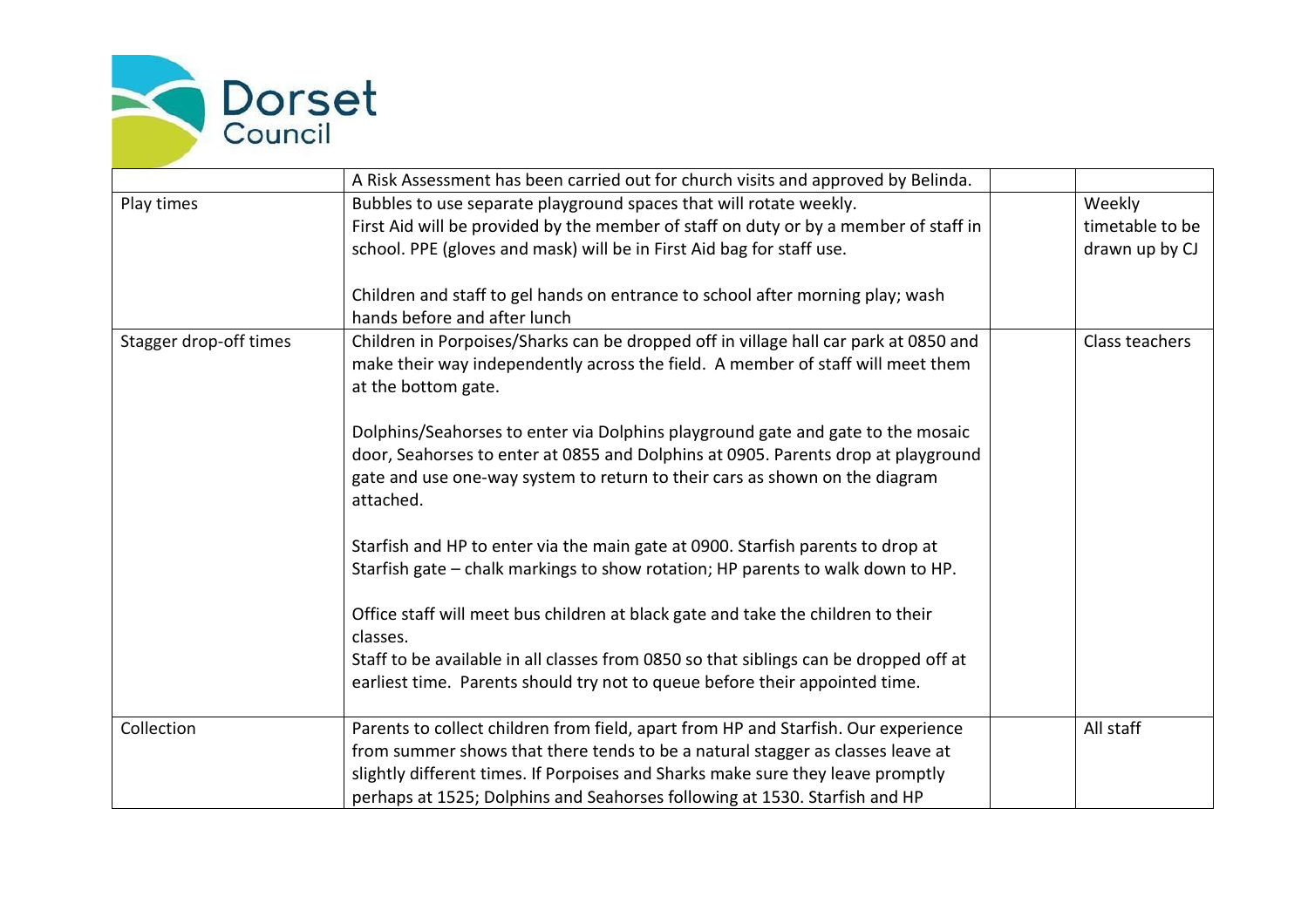| | | | |
|---|---|---|---|
| | A Risk Assessment has been carried out for church visits and approved by Belinda. | | |
| Play times | Bubbles to use separate playground spaces that will rotate weekly.<br>First Aid will be provided by the member of staff on duty or by a member of staff in school. PPE (gloves and mask) will be in First Aid bag for staff use.<br><br>Children and staff to gel hands on entrance to school after morning play; wash hands before and after lunch | | Weekly timetable to be drawn up by CJ |
| Stagger drop-off times | Children in Porpoises/Sharks can be dropped off in village hall car park at 0850 and make their way independently across the field. A member of staff will meet them at the bottom gate.<br><br>Dolphins/Seahorses to enter via Dolphins playground gate and gate to the mosaic door, Seahorses to enter at 0855 and Dolphins at 0905. Parents drop at playground gate and use one-way system to return to their cars as shown on the diagram attached.<br><br>Starfish and HP to enter via the main gate at 0900. Starfish parents to drop at Starfish gate – chalk markings to show rotation; HP parents to walk down to HP.<br><br>Office staff will meet bus children at black gate and take the children to their classes.<br>Staff to be available in all classes from 0850 so that siblings can be dropped off at earliest time. Parents should try not to queue before their appointed time. | | Class teachers |
| Collection | Parents to collect children from field, apart from HP and Starfish. Our experience from summer shows that there tends to be a natural stagger as classes leave at slightly different times. If Porpoises and Sharks make sure they leave promptly perhaps at 1525; Dolphins and Seahorses following at 1530. Starfish and HP | | All staff |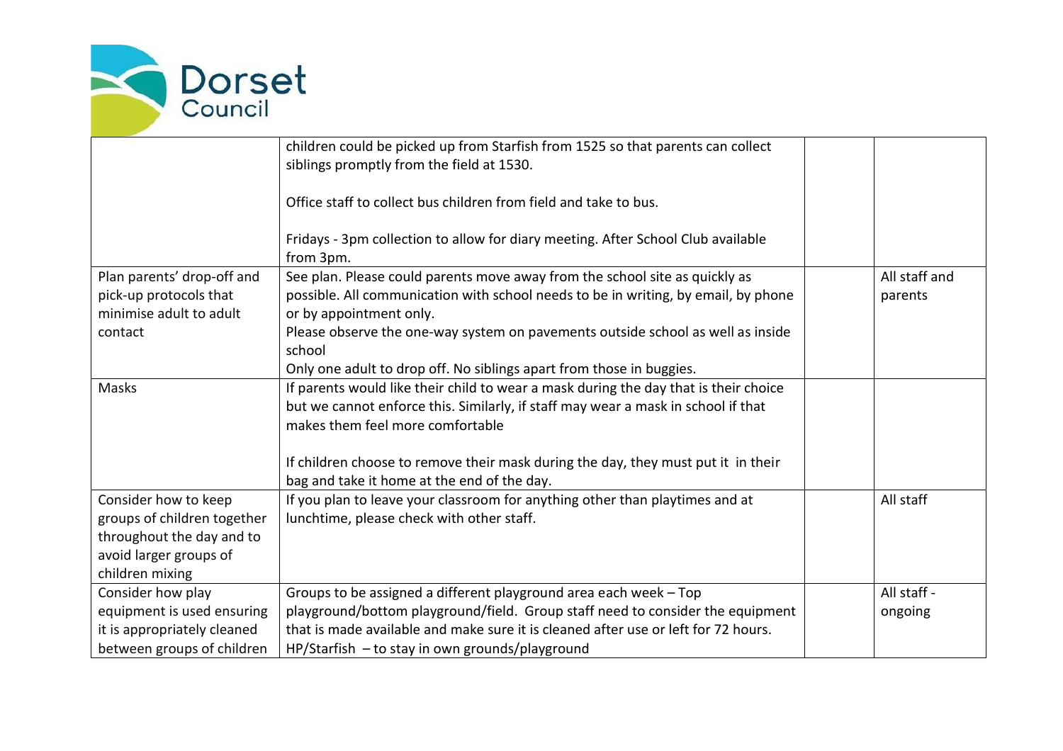| | | | |
|---|---|---|---|
| | children could be picked up from Starfish from 1525 so that parents can collect siblings promptly from the field at 1530.<br><br>Office staff to collect bus children from field and take to bus.<br><br>Fridays - 3pm collection to allow for diary meeting. After School Club available from 3pm. | | |
| Plan parents' drop-off and pick-up protocols that minimise adult to adult contact | See plan. Please could parents move away from the school site as quickly as possible. All communication with school needs to be in writing, by email, by phone or by appointment only.<br>Please observe the one-way system on pavements outside school as well as inside school<br>Only one adult to drop off. No siblings apart from those in buggies. | | All staff and parents |
| Masks | If parents would like their child to wear a mask during the day that is their choice but we cannot enforce this. Similarly, if staff may wear a mask in school if that makes them feel more comfortable<br><br>If children choose to remove their mask during the day, they must put it in their bag and take it home at the end of the day. | | |
| Consider how to keep groups of children together throughout the day and to avoid larger groups of children mixing | If you plan to leave your classroom for anything other than playtimes and at lunchtime, please check with other staff. | | All staff |
| Consider how play equipment is used ensuring it is appropriately cleaned between groups of children | Groups to be assigned a different playground area each week – Top playground/bottom playground/field. Group staff need to consider the equipment that is made available and make sure it is cleaned after use or left for 72 hours.<br>HP/Starfish – to stay in own grounds/playground | | All staff - ongoing |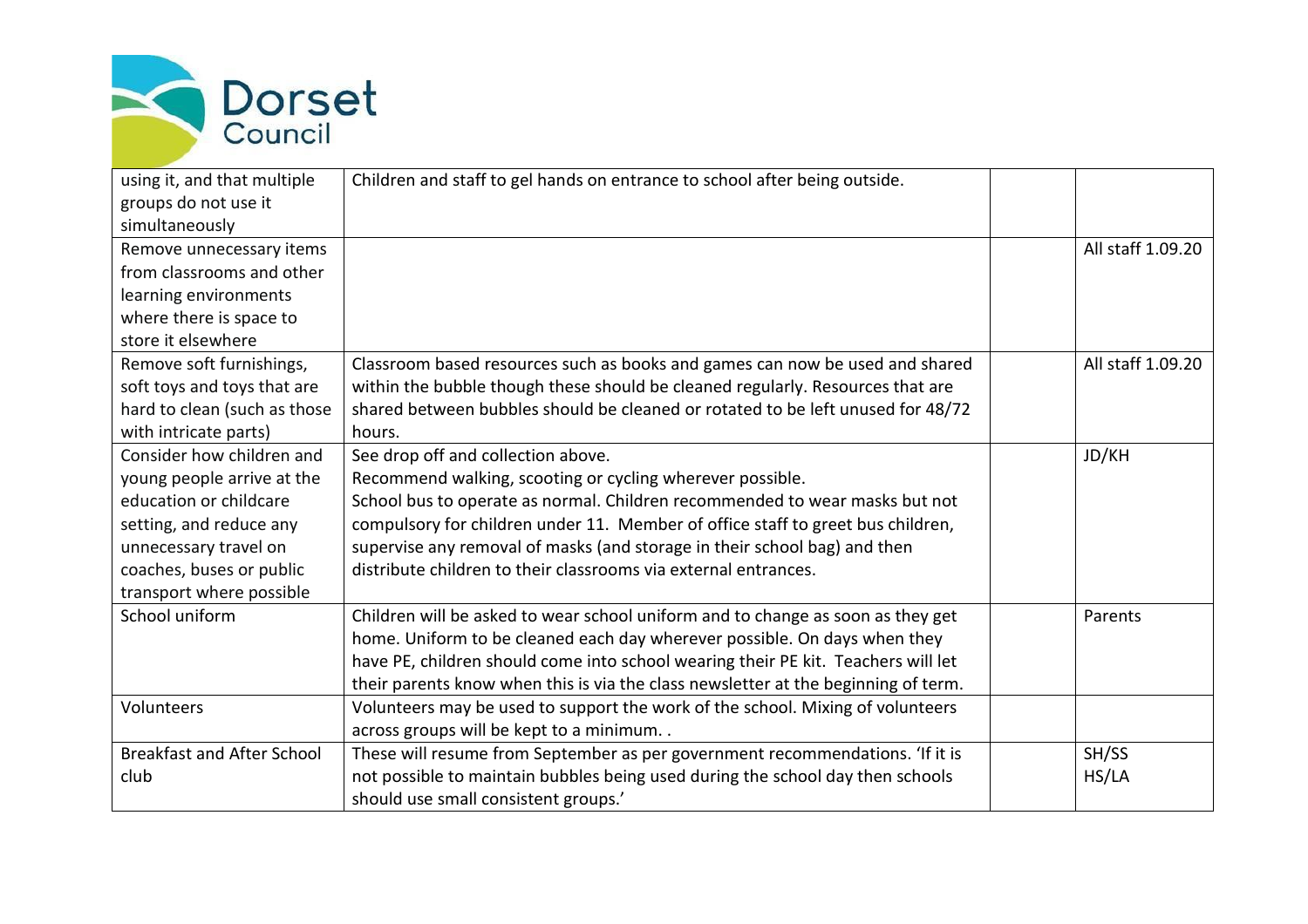| using it, and that multiple groups do not use it simultaneously | Children and staff to gel hands on entrance to school after being outside. | | |
|---|---|---|---|
| Remove unnecessary items from classrooms and other learning environments where there is space to store it elsewhere | | | All staff 1.09.20 |
| Remove soft furnishings, soft toys and toys that are hard to clean (such as those with intricate parts) | Classroom based resources such as books and games can now be used and shared within the bubble though these should be cleaned regularly. Resources that are shared between bubbles should be cleaned or rotated to be left unused for 48/72 hours. | | All staff 1.09.20 |
| Consider how children and young people arrive at the education or childcare setting, and reduce any unnecessary travel on coaches, buses or public transport where possible | See drop off and collection above.<br>Recommend walking, scooting or cycling wherever possible.<br>School bus to operate as normal. Children recommended to wear masks but not compulsory for children under 11. Member of office staff to greet bus children, supervise any removal of masks (and storage in their school bag) and then distribute children to their classrooms via external entrances. | | JD/KH |
| School uniform | Children will be asked to wear school uniform and to change as soon as they get home. Uniform to be cleaned each day wherever possible. On days when they have PE, children should come into school wearing their PE kit. Teachers will let their parents know when this is via the class newsletter at the beginning of term. | | Parents |
| Volunteers | Volunteers may be used to support the work of the school. Mixing of volunteers across groups will be kept to a minimum. . | | |
| Breakfast and After School club | These will resume from September as per government recommendations. 'If it is not possible to maintain bubbles being used during the school day then schools should use small consistent groups.' | | SH/SS<br>HS/LA |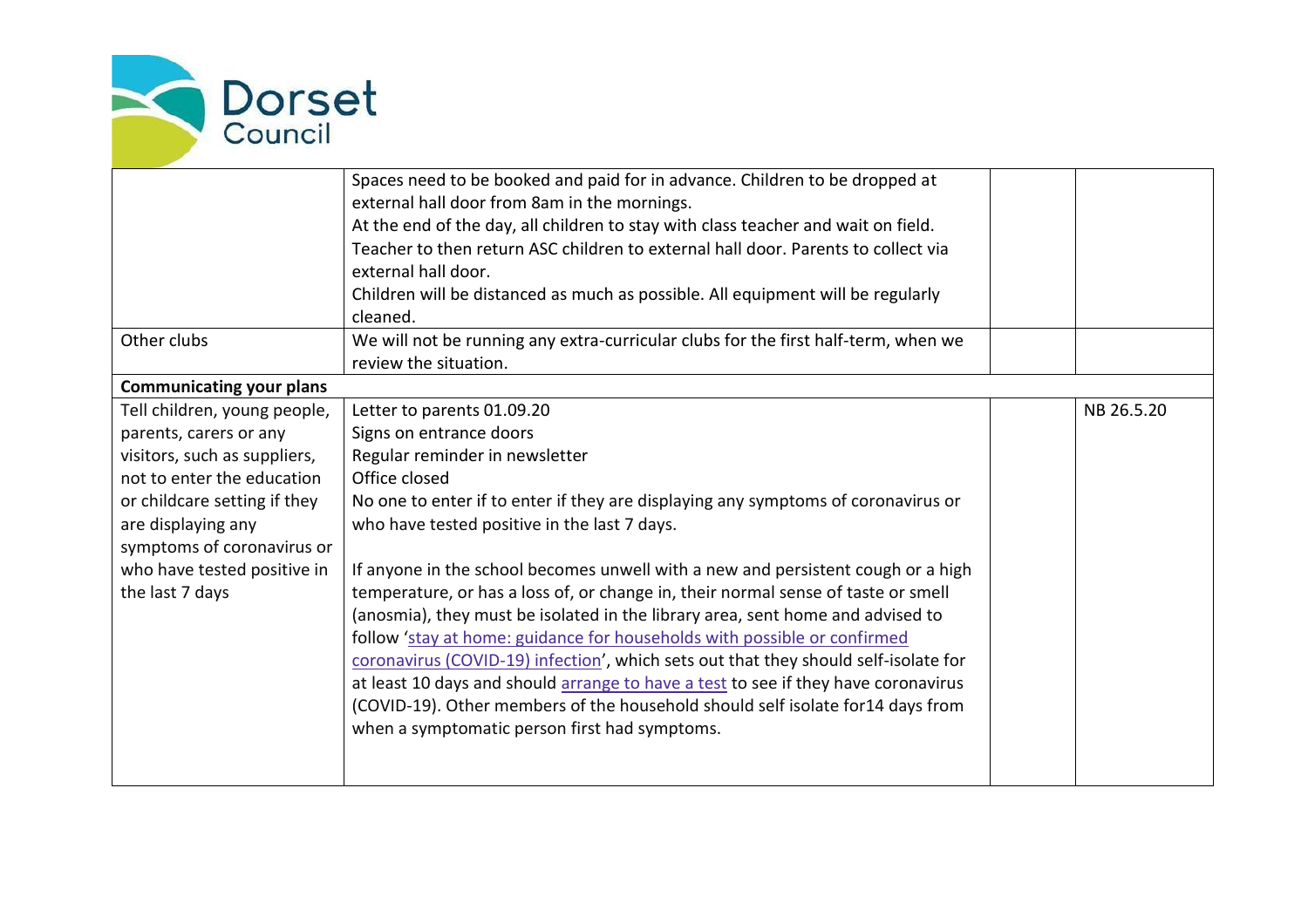| | | | |
|---|---|---|---|
| | Spaces need to be booked and paid for in advance. Children to be dropped at external hall door from 8am in the mornings.<br>At the end of the day, all children to stay with class teacher and wait on field. Teacher to then return ASC children to external hall door. Parents to collect via external hall door.<br>Children will be distanced as much as possible. All equipment will be regularly cleaned. | | |
| Other clubs | We will not be running any extra-curricular clubs for the first half-term, when we review the situation. | | |
| **Communicating your plans** | | | |
| Tell children, young people, parents, carers or any visitors, such as suppliers, not to enter the education or childcare setting if they are displaying any symptoms of coronavirus or who have tested positive in the last 7 days | Letter to parents 01.09.20<br>Signs on entrance doors<br>Regular reminder in newsletter<br>Office closed<br>No one to enter if to enter if they are displaying any symptoms of coronavirus or who have tested positive in the last 7 days.<br><br>If anyone in the school becomes unwell with a new and persistent cough or a high temperature, or has a loss of, or change in, their normal sense of taste or smell (anosmia), they must be isolated in the library area, sent home and advised to follow 'stay at home: guidance for households with possible or confirmed coronavirus (COVID-19) infection', which sets out that they should self-isolate for at least 10 days and should arrange to have a test to see if they have coronavirus (COVID-19). Other members of the household should self isolate for14 days from when a symptomatic person first had symptoms. | | NB 26.5.20 |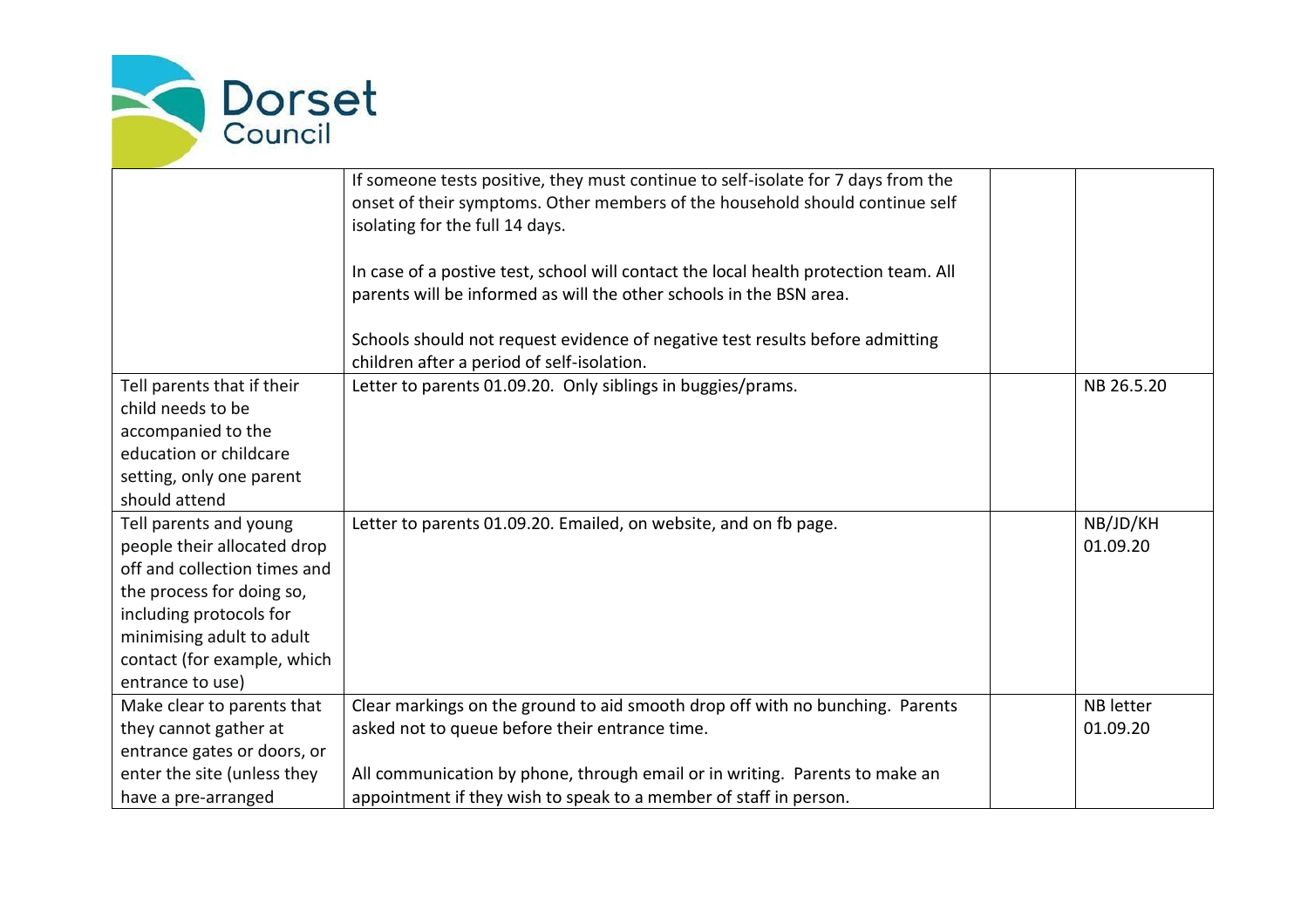| | | | |
|---|---|---|---|
| | If someone tests positive, they must continue to self-isolate for 7 days from the onset of their symptoms. Other members of the household should continue self isolating for the full 14 days.<br><br>In case of a postive test, school will contact the local health protection team. All parents will be informed as will the other schools in the BSN area.<br><br>Schools should not request evidence of negative test results before admitting children after a period of self-isolation. | | |
| Tell parents that if their child needs to be accompanied to the education or childcare setting, only one parent should attend | Letter to parents 01.09.20. Only siblings in buggies/prams. | | NB 26.5.20 |
| Tell parents and young people their allocated drop off and collection times and the process for doing so, including protocols for minimising adult to adult contact (for example, which entrance to use) | Letter to parents 01.09.20. Emailed, on website, and on fb page. | | NB/JD/KH 01.09.20 |
| Make clear to parents that they cannot gather at entrance gates or doors, or enter the site (unless they have a pre-arranged | Clear markings on the ground to aid smooth drop off with no bunching. Parents asked not to queue before their entrance time.<br><br>All communication by phone, through email or in writing. Parents to make an appointment if they wish to speak to a member of staff in person. | | NB letter 01.09.20 |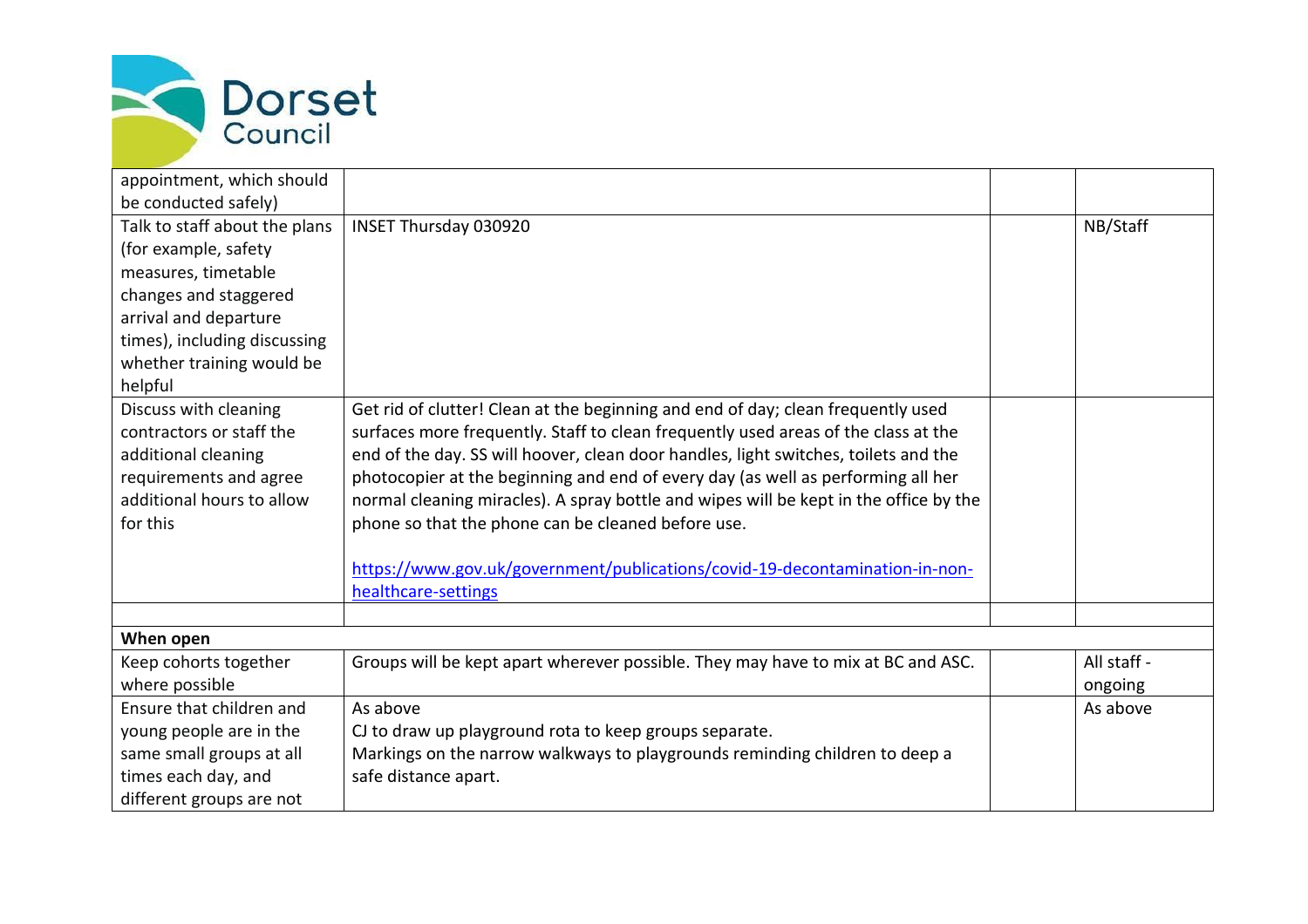| | | | |
|---|---|---|---|
| appointment, which should be conducted safely) | | | |
| Talk to staff about the plans (for example, safety measures, timetable changes and staggered arrival and departure times), including discussing whether training would be helpful | INSET Thursday 030920 | | NB/Staff |
| Discuss with cleaning contractors or staff the additional cleaning requirements and agree additional hours to allow for this | Get rid of clutter! Clean at the beginning and end of day; clean frequently used surfaces more frequently. Staff to clean frequently used areas of the class at the end of the day. SS will hoover, clean door handles, light switches, toilets and the photocopier at the beginning and end of every day (as well as performing all her normal cleaning miracles). A spray bottle and wipes will be kept in the office by the phone so that the phone can be cleaned before use.<br><br>https://www.gov.uk/government/publications/covid-19-decontamination-in-non-healthcare-settings | | |
| | | | |
| **When open** | | | |
| Keep cohorts together where possible | Groups will be kept apart wherever possible. They may have to mix at BC and ASC. | | All staff - ongoing |
| Ensure that children and young people are in the same small groups at all times each day, and different groups are not | As above<br>CJ to draw up playground rota to keep groups separate.<br>Markings on the narrow walkways to playgrounds reminding children to deep a safe distance apart. | | As above |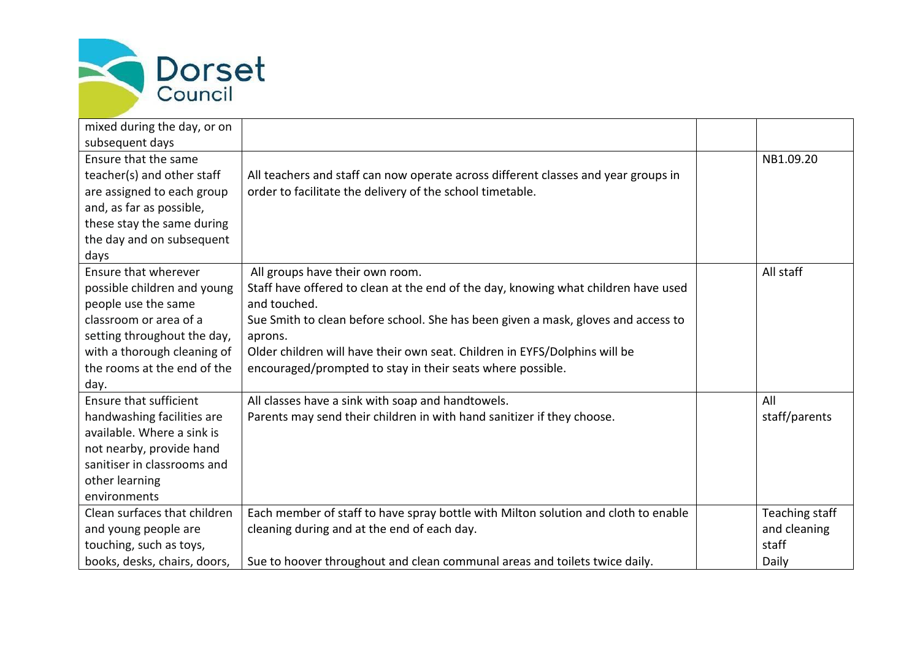| mixed during the day, or on subsequent days | | | |
|---|---|---|---|
| Ensure that the same teacher(s) and other staff are assigned to each group and, as far as possible, these stay the same during the day and on subsequent days | All teachers and staff can now operate across different classes and year groups in order to facilitate the delivery of the school timetable. | | NB1.09.20 |
| Ensure that wherever possible children and young people use the same classroom or area of a setting throughout the day, with a thorough cleaning of the rooms at the end of the day. | All groups have their own room.<br>Staff have offered to clean at the end of the day, knowing what children have used and touched.<br>Sue Smith to clean before school. She has been given a mask, gloves and access to aprons.<br>Older children will have their own seat. Children in EYFS/Dolphins will be encouraged/prompted to stay in their seats where possible. | | All staff |
| Ensure that sufficient handwashing facilities are available. Where a sink is not nearby, provide hand sanitiser in classrooms and other learning environments | All classes have a sink with soap and handtowels.<br>Parents may send their children in with hand sanitizer if they choose. | | All staff/parents |
| Clean surfaces that children and young people are touching, such as toys, books, desks, chairs, doors, | Each member of staff to have spray bottle with Milton solution and cloth to enable cleaning during and at the end of each day.<br><br>Sue to hoover throughout and clean communal areas and toilets twice daily. | | Teaching staff and cleaning staff<br>Daily |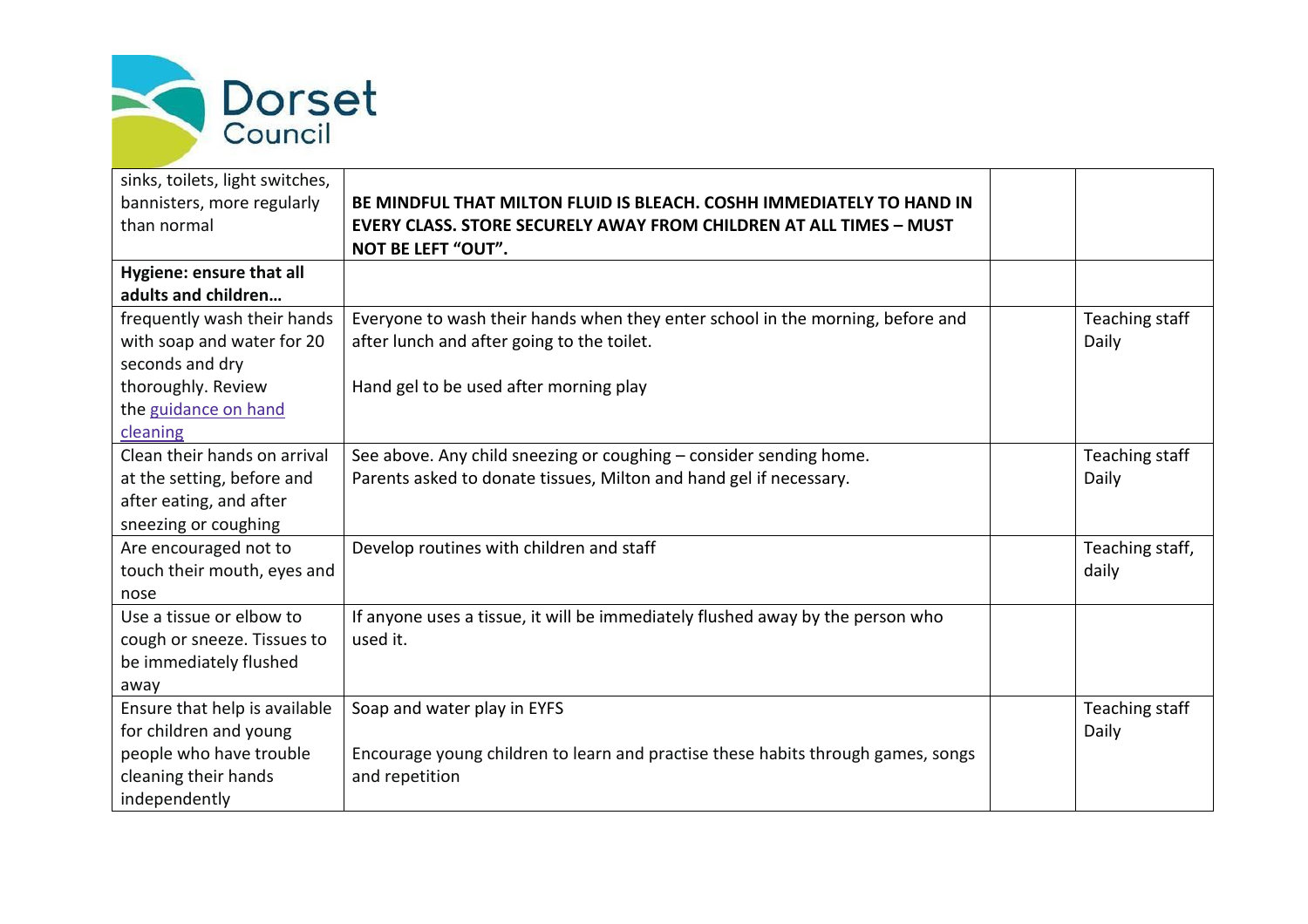| | | | |
|---|---|---|---|
| sinks, toilets, light switches, bannisters, more regularly than normal | **BE MINDFUL THAT MILTON FLUID IS BLEACH. COSHH IMMEDIATELY TO HAND IN EVERY CLASS. STORE SECURELY AWAY FROM CHILDREN AT ALL TIMES – MUST NOT BE LEFT "OUT".** | | |
| **Hygiene: ensure that all adults and children…** | | | |
| frequently wash their hands with soap and water for 20 seconds and dry thoroughly. Review the guidance on hand cleaning | Everyone to wash their hands when they enter school in the morning, before and after lunch and after going to the toilet.<br><br>Hand gel to be used after morning play | | Teaching staff Daily |
| Clean their hands on arrival at the setting, before and after eating, and after sneezing or coughing | See above. Any child sneezing or coughing – consider sending home.<br>Parents asked to donate tissues, Milton and hand gel if necessary. | | Teaching staff Daily |
| Are encouraged not to touch their mouth, eyes and nose | Develop routines with children and staff | | Teaching staff, daily |
| Use a tissue or elbow to cough or sneeze. Tissues to be immediately flushed away | If anyone uses a tissue, it will be immediately flushed away by the person who used it. | | |
| Ensure that help is available for children and young people who have trouble cleaning their hands independently | Soap and water play in EYFS<br><br>Encourage young children to learn and practise these habits through games, songs and repetition | | Teaching staff Daily |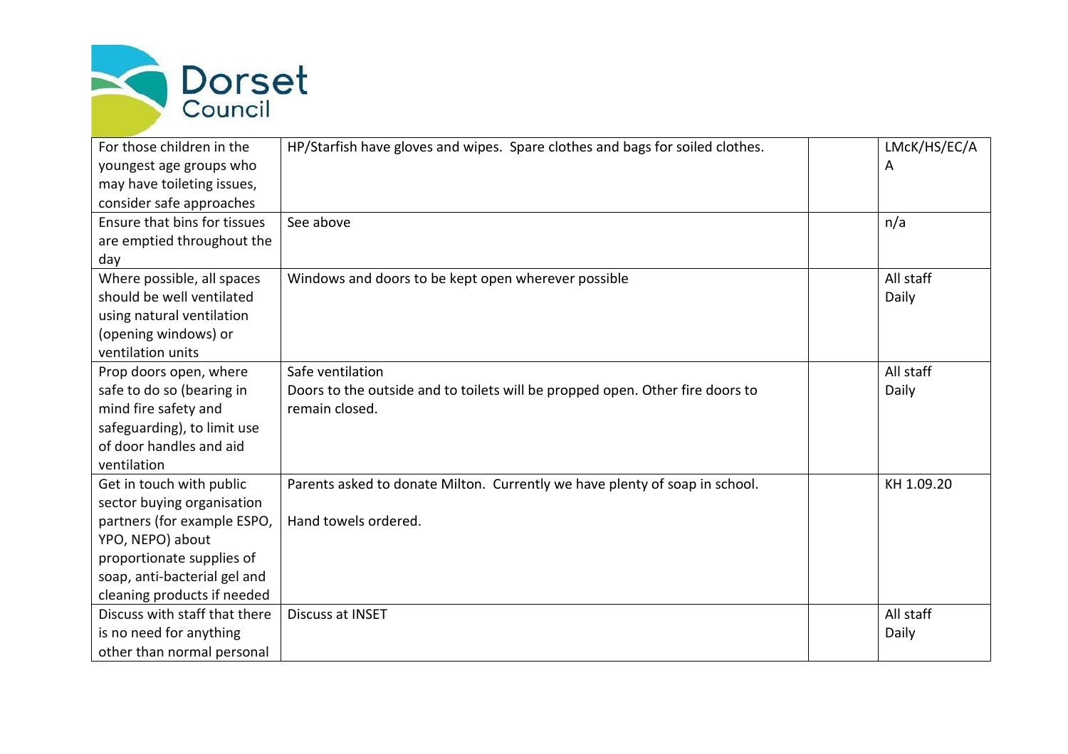| | | | |
|---|---|---|---|
| For those children in the youngest age groups who may have toileting issues, consider safe approaches | HP/Starfish have gloves and wipes. Spare clothes and bags for soiled clothes. | | LMcK/HS/EC/AA |
| Ensure that bins for tissues are emptied throughout the day | See above | | n/a |
| Where possible, all spaces should be well ventilated using natural ventilation (opening windows) or ventilation units | Windows and doors to be kept open wherever possible | | All staff Daily |
| Prop doors open, where safe to do so (bearing in mind fire safety and safeguarding), to limit use of door handles and aid ventilation | Safe ventilation<br>Doors to the outside and to toilets will be propped open. Other fire doors to remain closed. | | All staff Daily |
| Get in touch with public sector buying organisation partners (for example ESPO, YPO, NEPO) about proportionate supplies of soap, anti-bacterial gel and cleaning products if needed | Parents asked to donate Milton. Currently we have plenty of soap in school.<br><br>Hand towels ordered. | | KH 1.09.20 |
| Discuss with staff that there is no need for anything other than normal personal | Discuss at INSET | | All staff Daily |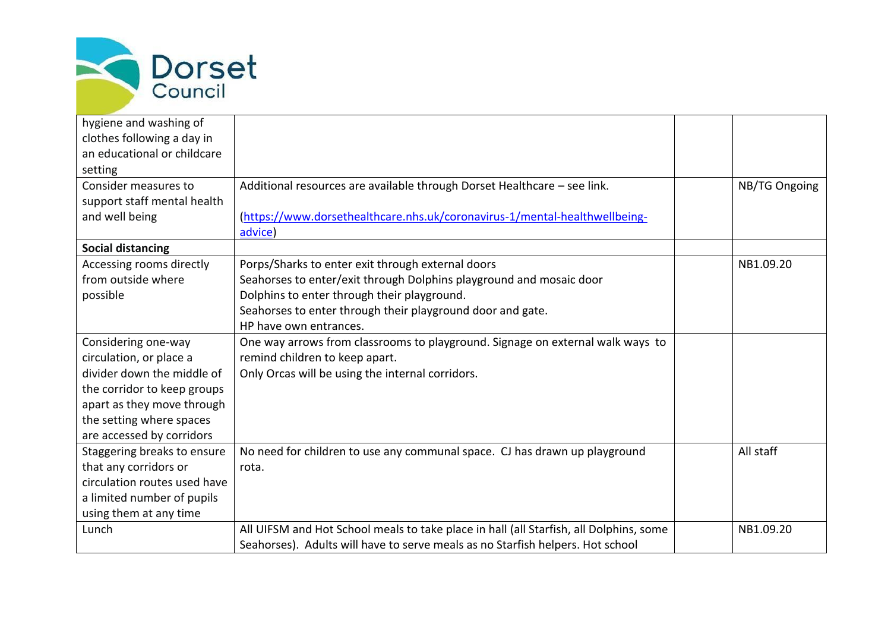| | | | |
|---|---|---|---|
| hygiene and washing of clothes following a day in an educational or childcare setting | | | |
| Consider measures to support staff mental health and well being | Additional resources are available through Dorset Healthcare – see link.<br><br>(https://www.dorsethealthcare.nhs.uk/coronavirus-1/mental-healthwellbeing-advice) | | NB/TG Ongoing |
| **Social distancing** | | | |
| Accessing rooms directly from outside where possible | Porps/Sharks to enter exit through external doors<br>Seahorses to enter/exit through Dolphins playground and mosaic door<br>Dolphins to enter through their playground.<br>Seahorses to enter through their playground door and gate.<br>HP have own entrances. | | NB1.09.20 |
| Considering one-way circulation, or place a divider down the middle of the corridor to keep groups apart as they move through the setting where spaces are accessed by corridors | One way arrows from classrooms to playground. Signage on external walk ways to remind children to keep apart.<br>Only Orcas will be using the internal corridors. | | |
| Staggering breaks to ensure that any corridors or circulation routes used have a limited number of pupils using them at any time | No need for children to use any communal space. CJ has drawn up playground rota. | | All staff |
| Lunch | All UIFSM and Hot School meals to take place in hall (all Starfish, all Dolphins, some Seahorses). Adults will have to serve meals as no Starfish helpers. Hot school | | NB1.09.20 |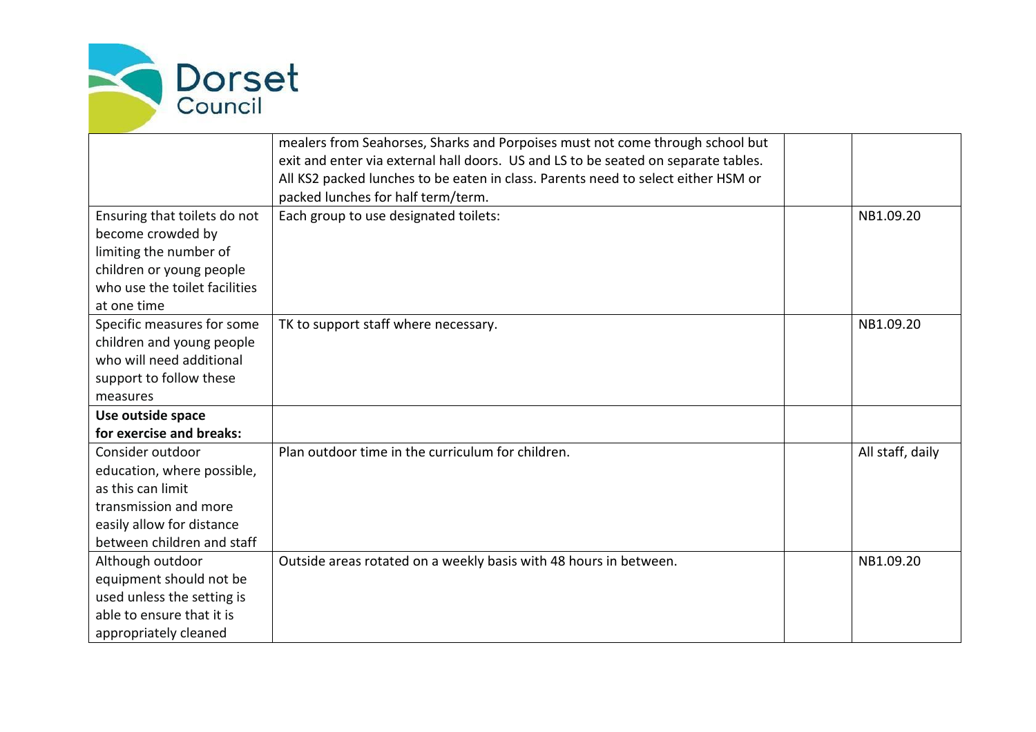| | | | |
|---|---|---|---|
| | mealers from Seahorses, Sharks and Porpoises must not come through school but exit and enter via external hall doors. US and LS to be seated on separate tables. All KS2 packed lunches to be eaten in class. Parents need to select either HSM or packed lunches for half term/term. | | |
| Ensuring that toilets do not become crowded by limiting the number of children or young people who use the toilet facilities at one time | Each group to use designated toilets: | | NB1.09.20 |
| Specific measures for some children and young people who will need additional support to follow these measures | TK to support staff where necessary. | | NB1.09.20 |
| **Use outside space for exercise and breaks:** | | | |
| Consider outdoor education, where possible, as this can limit transmission and more easily allow for distance between children and staff | Plan outdoor time in the curriculum for children. | | All staff, daily |
| Although outdoor equipment should not be used unless the setting is able to ensure that it is appropriately cleaned | Outside areas rotated on a weekly basis with 48 hours in between. | | NB1.09.20 |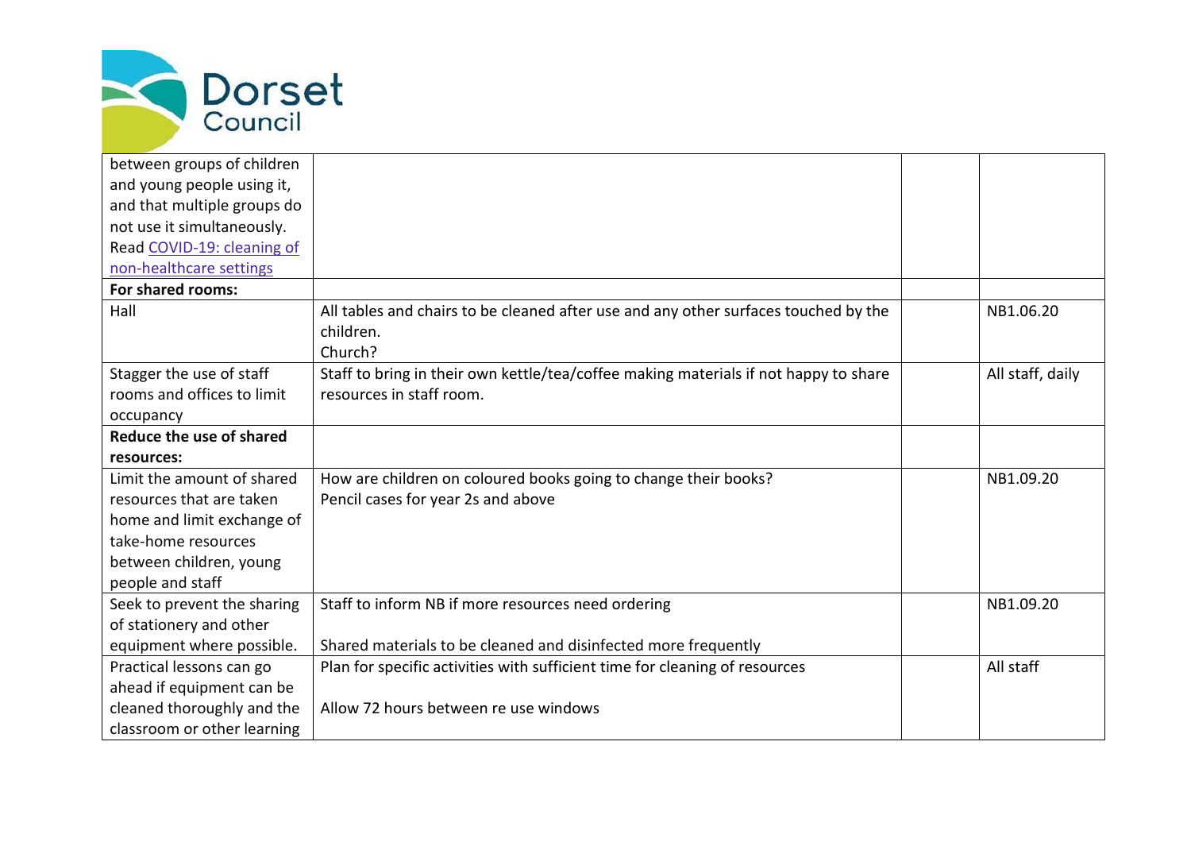| | | | |
|---|---|---|---|
| between groups of children and young people using it, and that multiple groups do not use it simultaneously. Read [COVID-19: cleaning of non-healthcare settings]() | | | |
| **For shared rooms:** | | | |
| Hall | All tables and chairs to be cleaned after use and any other surfaces touched by the children.<br>Church? | | NB1.06.20 |
| Stagger the use of staff rooms and offices to limit occupancy | Staff to bring in their own kettle/tea/coffee making materials if not happy to share resources in staff room. | | All staff, daily |
| **Reduce the use of shared resources:** | | | |
| Limit the amount of shared resources that are taken home and limit exchange of take-home resources between children, young people and staff | How are children on coloured books going to change their books?<br>Pencil cases for year 2s and above | | NB1.09.20 |
| Seek to prevent the sharing of stationery and other equipment where possible. | Staff to inform NB if more resources need ordering<br><br>Shared materials to be cleaned and disinfected more frequently | | NB1.09.20 |
| Practical lessons can go ahead if equipment can be cleaned thoroughly and the classroom or other learning | Plan for specific activities with sufficient time for cleaning of resources<br><br>Allow 72 hours between re use windows | | All staff |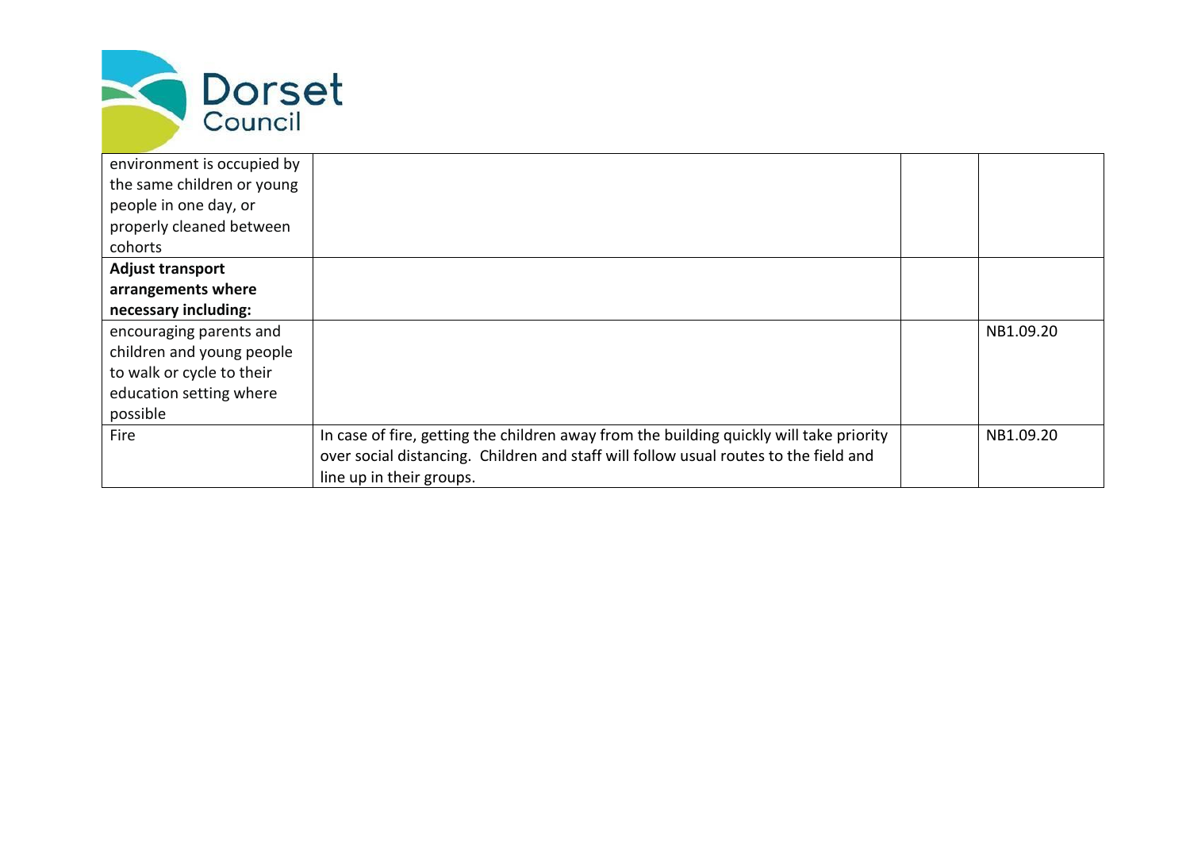| | | | |
|---|---|---|---|
| environment is occupied by the same children or young people in one day, or properly cleaned between cohorts | | | |
| **Adjust transport arrangements where necessary including:** | | | |
| encouraging parents and children and young people to walk or cycle to their education setting where possible | | | NB1.09.20 |
| Fire | In case of fire, getting the children away from the building quickly will take priority over social distancing. Children and staff will follow usual routes to the field and line up in their groups. | | NB1.09.20 |